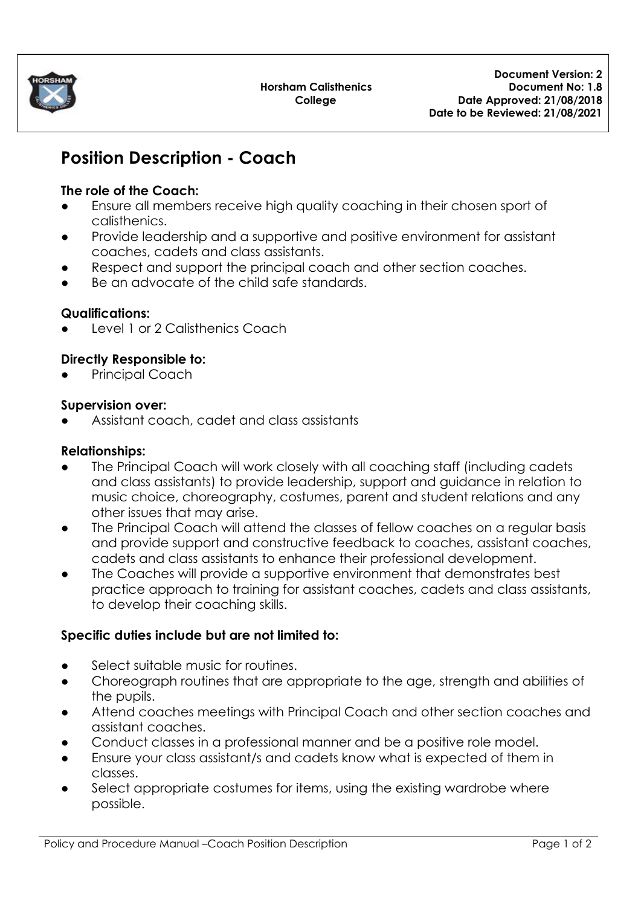Horsham Calisthenics College

**Document Version: 2**
**Document No: 1.8**
**Date Approved: 21/08/2018**
**Date to be Reviewed: 21/08/2021**

# Position Description - Coach

**The role of the Coach:**

- Ensure all members receive high quality coaching in their chosen sport of calisthenics.
- Provide leadership and a supportive and positive environment for assistant coaches, cadets and class assistants.
- Respect and support the principal coach and other section coaches.
- Be an advocate of the child safe standards.

**Qualifications:**

- Level 1 or 2 Calisthenics Coach

**Directly Responsible to:**

- Principal Coach

**Supervision over:**

- Assistant coach, cadet and class assistants

**Relationships:**

- The Principal Coach will work closely with all coaching staff (including cadets and class assistants) to provide leadership, support and guidance in relation to music choice, choreography, costumes, parent and student relations and any other issues that may arise.
- The Principal Coach will attend the classes of fellow coaches on a regular basis and provide support and constructive feedback to coaches, assistant coaches, cadets and class assistants to enhance their professional development.
- The Coaches will provide a supportive environment that demonstrates best practice approach to training for assistant coaches, cadets and class assistants, to develop their coaching skills.

**Specific duties include but are not limited to:**

- Select suitable music for routines.
- Choreograph routines that are appropriate to the age, strength and abilities of the pupils.
- Attend coaches meetings with Principal Coach and other section coaches and assistant coaches.
- Conduct classes in a professional manner and be a positive role model.
- Ensure your class assistant/s and cadets know what is expected of them in classes.
- Select appropriate costumes for items, using the existing wardrobe where possible.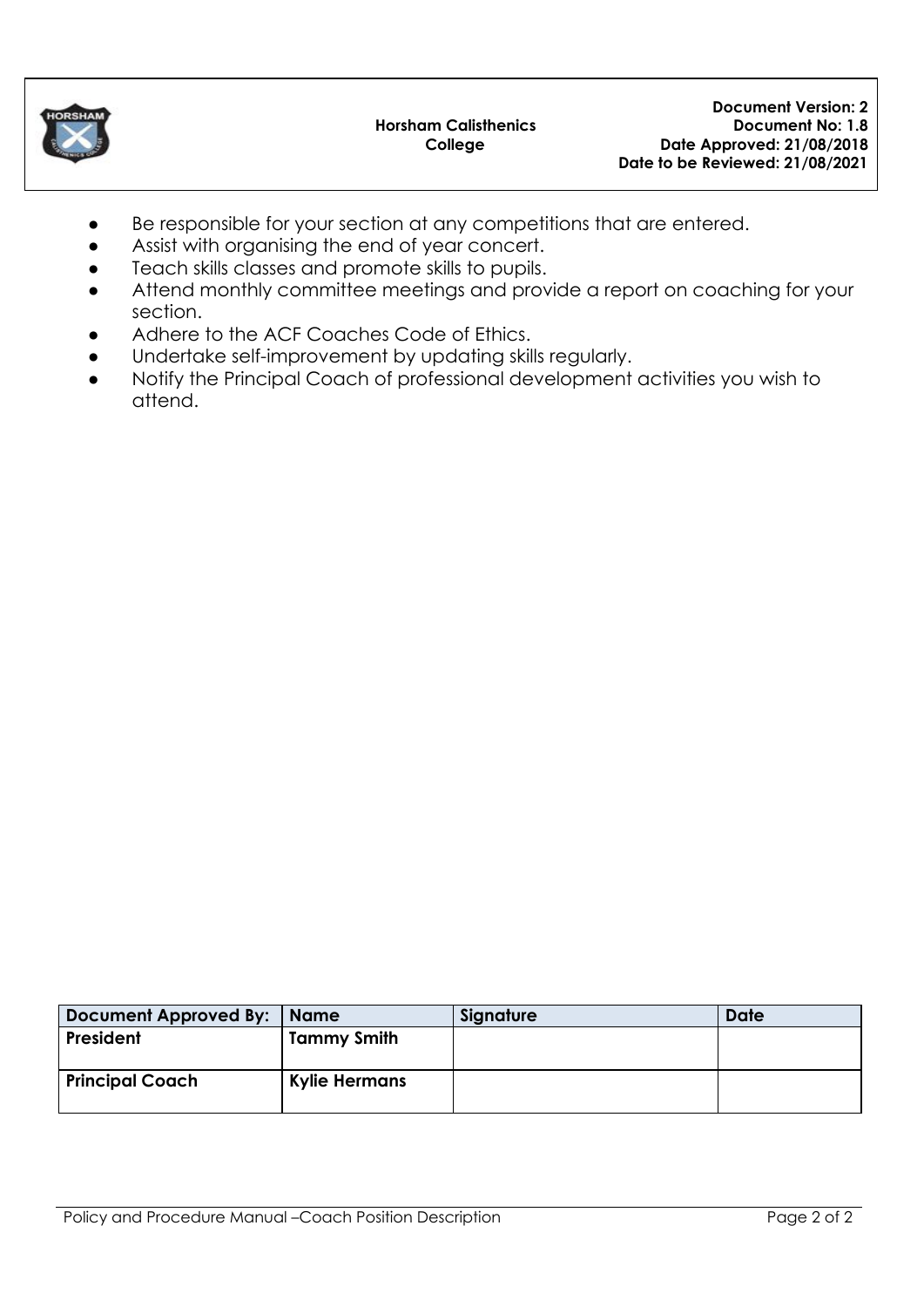- Be responsible for your section at any competitions that are entered.
- Assist with organising the end of year concert.
- Teach skills classes and promote skills to pupils.
- Attend monthly committee meetings and provide a report on coaching for your section.
- Adhere to the ACF Coaches Code of Ethics.
- Undertake self-improvement by updating skills regularly.
- Notify the Principal Coach of professional development activities you wish to attend.

| Document Approved By: | Name | Signature | Date |
| --- | --- | --- | --- |
| **President** | **Tammy Smith** | | |
| **Principal Coach** | **Kylie Hermans** | | |